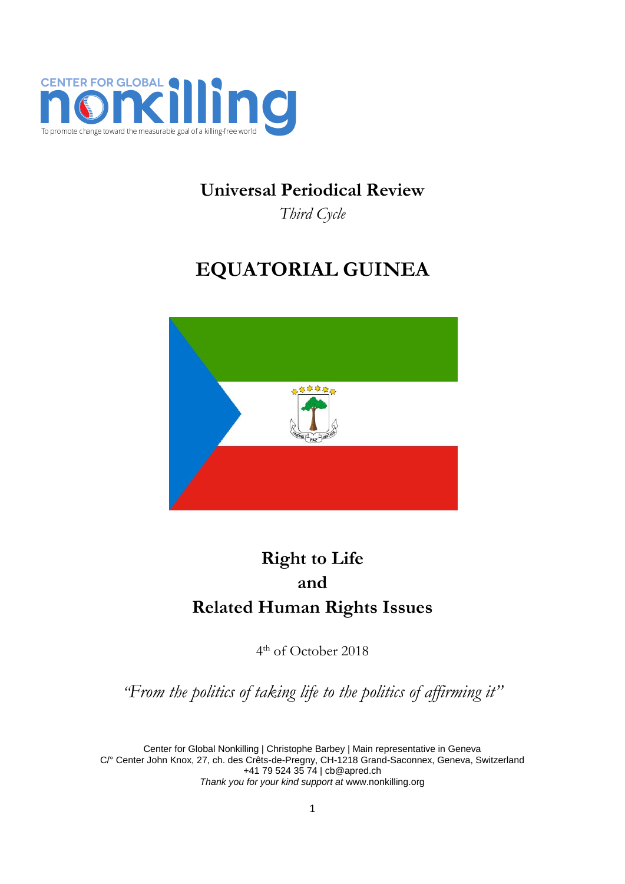CENTER FOR GLOBAL **nonkilling**

To promote change toward the measurable goal of a killing-free world

# Universal Periodical Review

*Third Cycle*

# EQUATORIAL GUINEA

## Right to Life and Related Human Rights Issues

4th of October 2018

*"From the politics of taking life to the politics of affirming it"*

Center for Global Nonkilling | Christophe Barbey | Main representative in Geneva
C/° Center John Knox, 27, ch. des Crêts-de-Pregny, CH-1218 Grand-Saconnex, Geneva, Switzerland
+41 79 524 35 74 | cb@apred.ch
*Thank you for your kind support at* www.nonkilling.org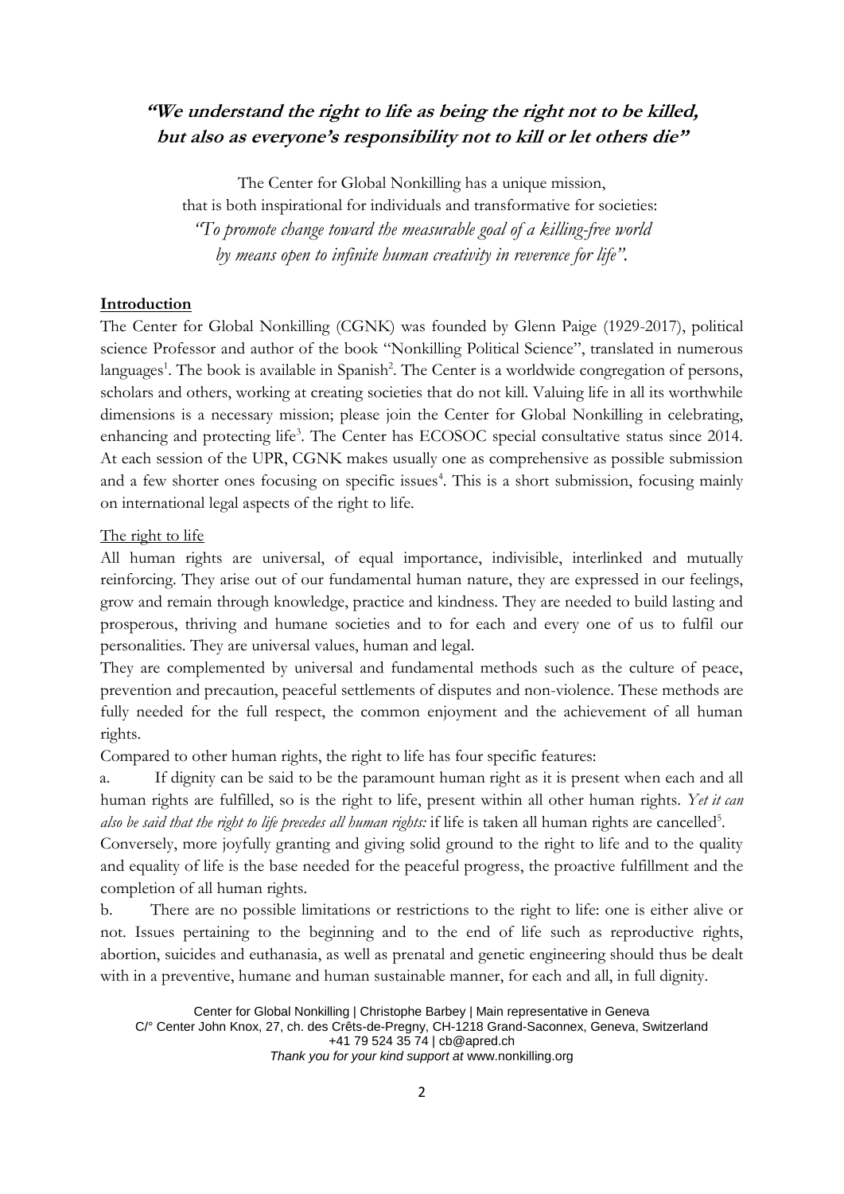**"We understand the right to life as being the right not to be killed, but also as everyone's responsibility not to kill or let others die"**

The Center for Global Nonkilling has a unique mission,
that is both inspirational for individuals and transformative for societies:
*"To promote change toward the measurable goal of a killing-free world by means open to infinite human creativity in reverence for life".*

**Introduction**

The Center for Global Nonkilling (CGNK) was founded by Glenn Paige (1929-2017), political science Professor and author of the book "Nonkilling Political Science", translated in numerous languages[1]. The book is available in Spanish[2]. The Center is a worldwide congregation of persons, scholars and others, working at creating societies that do not kill. Valuing life in all its worthwhile dimensions is a necessary mission; please join the Center for Global Nonkilling in celebrating, enhancing and protecting life[3]. The Center has ECOSOC special consultative status since 2014. At each session of the UPR, CGNK makes usually one as comprehensive as possible submission and a few shorter ones focusing on specific issues[4]. This is a short submission, focusing mainly on international legal aspects of the right to life.

The right to life

All human rights are universal, of equal importance, indivisible, interlinked and mutually reinforcing. They arise out of our fundamental human nature, they are expressed in our feelings, grow and remain through knowledge, practice and kindness. They are needed to build lasting and prosperous, thriving and humane societies and to for each and every one of us to fulfil our personalities. They are universal values, human and legal.

They are complemented by universal and fundamental methods such as the culture of peace, prevention and precaution, peaceful settlements of disputes and non-violence. These methods are fully needed for the full respect, the common enjoyment and the achievement of all human rights.

Compared to other human rights, the right to life has four specific features:

a. If dignity can be said to be the paramount human right as it is present when each and all human rights are fulfilled, so is the right to life, present within all other human rights. *Yet it can also be said that the right to life precedes all human rights:* if life is taken all human rights are cancelled[5].

Conversely, more joyfully granting and giving solid ground to the right to life and to the quality and equality of life is the base needed for the peaceful progress, the proactive fulfillment and the completion of all human rights.

b. There are no possible limitations or restrictions to the right to life: one is either alive or not. Issues pertaining to the beginning and to the end of life such as reproductive rights, abortion, suicides and euthanasia, as well as prenatal and genetic engineering should thus be dealt with in a preventive, humane and human sustainable manner, for each and all, in full dignity.

Center for Global Nonkilling | Christophe Barbey | Main representative in Geneva
C/° Center John Knox, 27, ch. des Crêts-de-Pregny, CH-1218 Grand-Saconnex, Geneva, Switzerland
+41 79 524 35 74 | cb@apred.ch
*Thank you for your kind support at* www.nonkilling.org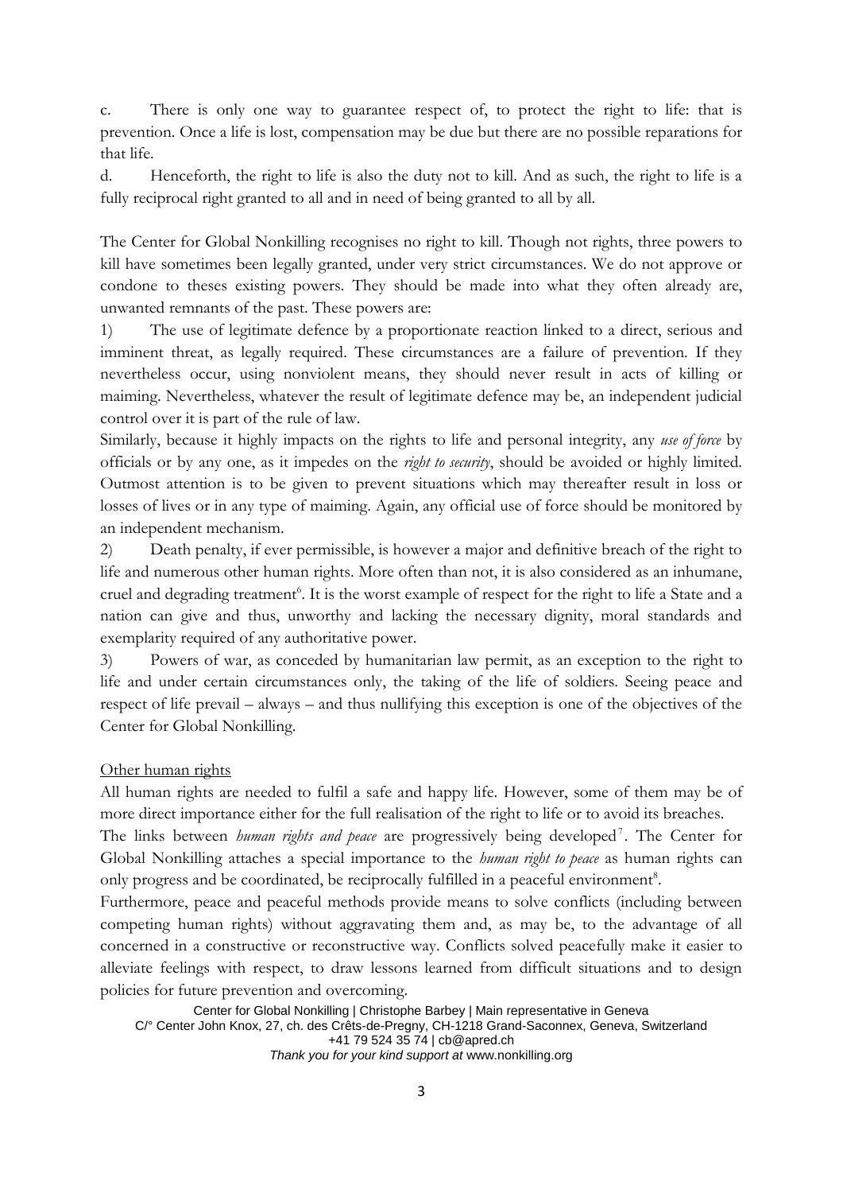c. There is only one way to guarantee respect of, to protect the right to life: that is prevention. Once a life is lost, compensation may be due but there are no possible reparations for that life.

d. Henceforth, the right to life is also the duty not to kill. And as such, the right to life is a fully reciprocal right granted to all and in need of being granted to all by all.

The Center for Global Nonkilling recognises no right to kill. Though not rights, three powers to kill have sometimes been legally granted, under very strict circumstances. We do not approve or condone to theses existing powers. They should be made into what they often already are, unwanted remnants of the past. These powers are:

1) The use of legitimate defence by a proportionate reaction linked to a direct, serious and imminent threat, as legally required. These circumstances are a failure of prevention. If they nevertheless occur, using nonviolent means, they should never result in acts of killing or maiming. Nevertheless, whatever the result of legitimate defence may be, an independent judicial control over it is part of the rule of law.

Similarly, because it highly impacts on the rights to life and personal integrity, any *use of force* by officials or by any one, as it impedes on the *right to security*, should be avoided or highly limited. Outmost attention is to be given to prevent situations which may thereafter result in loss or losses of lives or in any type of maiming. Again, any official use of force should be monitored by an independent mechanism.

2) Death penalty, if ever permissible, is however a major and definitive breach of the right to life and numerous other human rights. More often than not, it is also considered as an inhumane, cruel and degrading treatment[6]. It is the worst example of respect for the right to life a State and a nation can give and thus, unworthy and lacking the necessary dignity, moral standards and exemplarity required of any authoritative power.

3) Powers of war, as conceded by humanitarian law permit, as an exception to the right to life and under certain circumstances only, the taking of the life of soldiers. Seeing peace and respect of life prevail – always – and thus nullifying this exception is one of the objectives of the Center for Global Nonkilling.

Other human rights

All human rights are needed to fulfil a safe and happy life. However, some of them may be of more direct importance either for the full realisation of the right to life or to avoid its breaches.

The links between *human rights and peace* are progressively being developed[7]. The Center for Global Nonkilling attaches a special importance to the *human right to peace* as human rights can only progress and be coordinated, be reciprocally fulfilled in a peaceful environment[8].

Furthermore, peace and peaceful methods provide means to solve conflicts (including between competing human rights) without aggravating them and, as may be, to the advantage of all concerned in a constructive or reconstructive way. Conflicts solved peacefully make it easier to alleviate feelings with respect, to draw lessons learned from difficult situations and to design policies for future prevention and overcoming.

Center for Global Nonkilling | Christophe Barbey | Main representative in Geneva
C/° Center John Knox, 27, ch. des Crêts-de-Pregny, CH-1218 Grand-Saconnex, Geneva, Switzerland
+41 79 524 35 74 | cb@apred.ch
*Thank you for your kind support at* www.nonkilling.org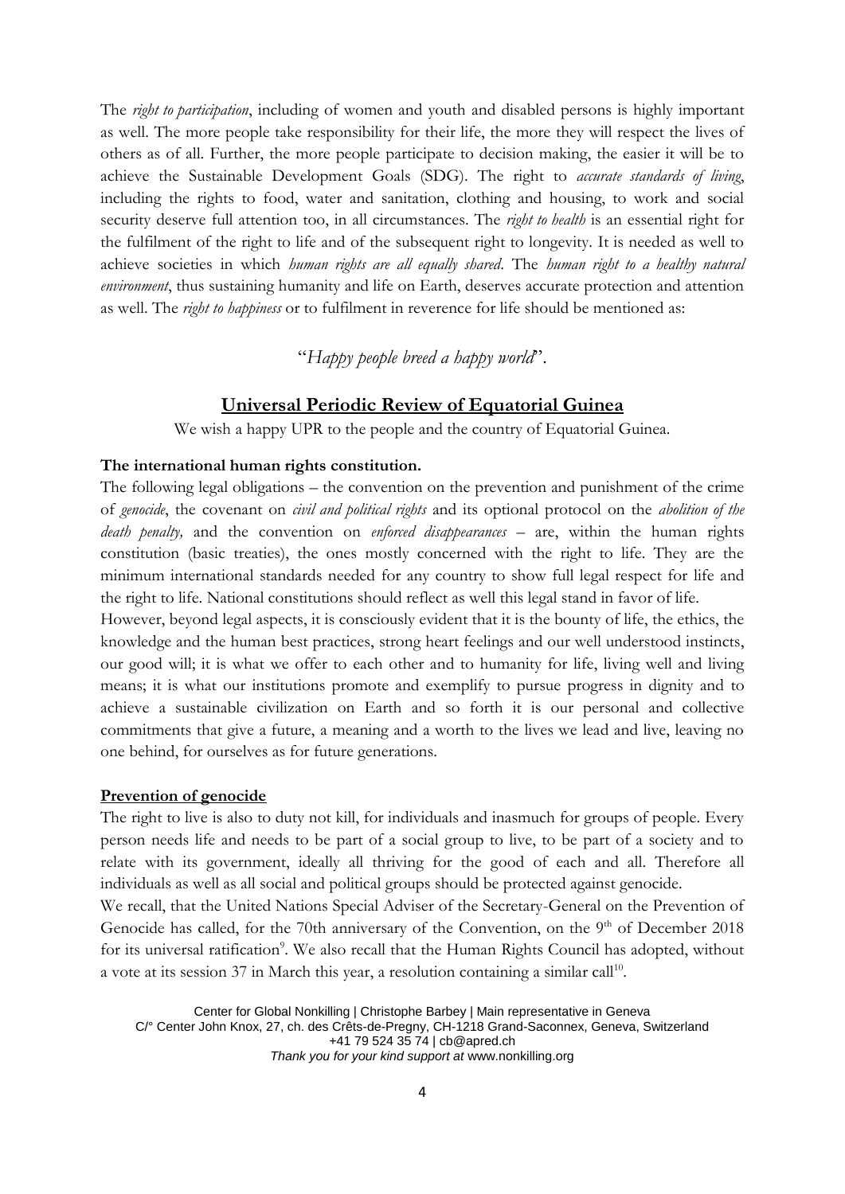The *right to participation*, including of women and youth and disabled persons is highly important as well. The more people take responsibility for their life, the more they will respect the lives of others as of all. Further, the more people participate to decision making, the easier it will be to achieve the Sustainable Development Goals (SDG). The right to *accurate standards of living*, including the rights to food, water and sanitation, clothing and housing, to work and social security deserve full attention too, in all circumstances. The *right to health* is an essential right for the fulfilment of the right to life and of the subsequent right to longevity. It is needed as well to achieve societies in which *human rights are all equally shared*. The *human right to a healthy natural environment*, thus sustaining humanity and life on Earth, deserves accurate protection and attention as well. The *right to happiness* or to fulfilment in reverence for life should be mentioned as:

"*Happy people breed a happy world*".

## Universal Periodic Review of Equatorial Guinea

We wish a happy UPR to the people and the country of Equatorial Guinea.

**The international human rights constitution.**

The following legal obligations – the convention on the prevention and punishment of the crime of *genocide*, the covenant on *civil and political rights* and its optional protocol on the *abolition of the death penalty,* and the convention on *enforced disappearances* – are, within the human rights constitution (basic treaties), the ones mostly concerned with the right to life. They are the minimum international standards needed for any country to show full legal respect for life and the right to life. National constitutions should reflect as well this legal stand in favor of life.

However, beyond legal aspects, it is consciously evident that it is the bounty of life, the ethics, the knowledge and the human best practices, strong heart feelings and our well understood instincts, our good will; it is what we offer to each other and to humanity for life, living well and living means; it is what our institutions promote and exemplify to pursue progress in dignity and to achieve a sustainable civilization on Earth and so forth it is our personal and collective commitments that give a future, a meaning and a worth to the lives we lead and live, leaving no one behind, for ourselves as for future generations.

### Prevention of genocide

The right to live is also to duty not kill, for individuals and inasmuch for groups of people. Every person needs life and needs to be part of a social group to live, to be part of a society and to relate with its government, ideally all thriving for the good of each and all. Therefore all individuals as well as all social and political groups should be protected against genocide.

We recall, that the United Nations Special Adviser of the Secretary-General on the Prevention of Genocide has called, for the 70th anniversary of the Convention, on the 9th of December 2018 for its universal ratification[9]. We also recall that the Human Rights Council has adopted, without a vote at its session 37 in March this year, a resolution containing a similar call[10].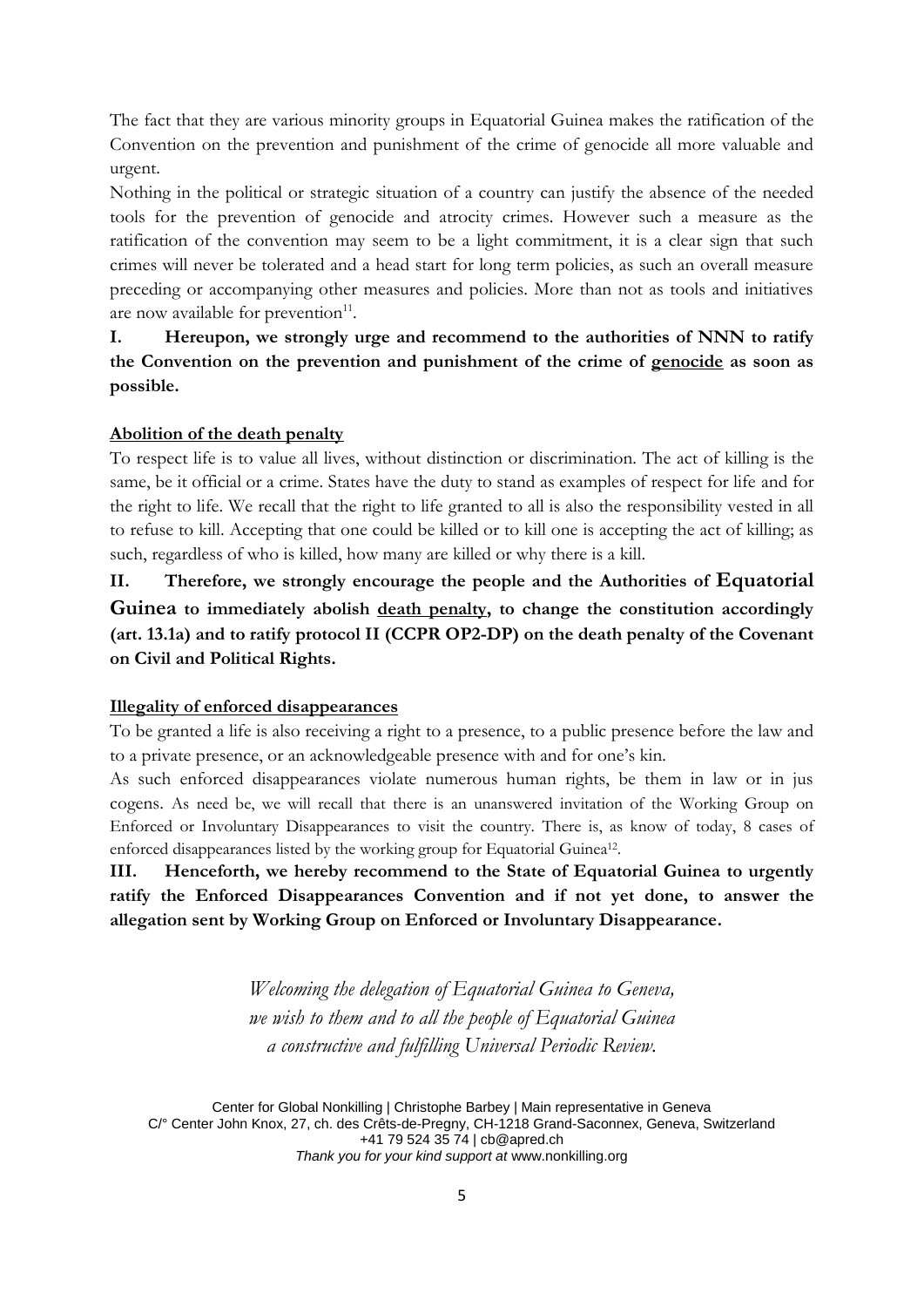The fact that they are various minority groups in Equatorial Guinea makes the ratification of the Convention on the prevention and punishment of the crime of genocide all more valuable and urgent.

Nothing in the political or strategic situation of a country can justify the absence of the needed tools for the prevention of genocide and atrocity crimes. However such a measure as the ratification of the convention may seem to be a light commitment, it is a clear sign that such crimes will never be tolerated and a head start for long term policies, as such an overall measure preceding or accompanying other measures and policies. More than not as tools and initiatives are now available for prevention[11].

**I. Hereupon, we strongly urge and recommend to the authorities of NNN to ratify the Convention on the prevention and punishment of the crime of <u>genocide</u> as soon as possible.**

**<u>Abolition of the death penalty</u>**

To respect life is to value all lives, without distinction or discrimination. The act of killing is the same, be it official or a crime. States have the duty to stand as examples of respect for life and for the right to life. We recall that the right to life granted to all is also the responsibility vested in all to refuse to kill. Accepting that one could be killed or to kill one is accepting the act of killing; as such, regardless of who is killed, how many are killed or why there is a kill.

**II. Therefore, we strongly encourage the people and the Authorities of Equatorial Guinea to immediately abolish <u>death penalty</u>, to change the constitution accordingly (art. 13.1a) and to ratify protocol II (CCPR OP2-DP) on the death penalty of the Covenant on Civil and Political Rights.**

**<u>Illegality of enforced disappearances</u>**

To be granted a life is also receiving a right to a presence, to a public presence before the law and to a private presence, or an acknowledgeable presence with and for one's kin.

As such enforced disappearances violate numerous human rights, be them in law or in jus cogens. As need be, we will recall that there is an unanswered invitation of the Working Group on Enforced or Involuntary Disappearances to visit the country. There is, as know of today, 8 cases of enforced disappearances listed by the working group for Equatorial Guinea[12].

**III. Henceforth, we hereby recommend to the State of Equatorial Guinea to urgently ratify the Enforced Disappearances Convention and if not yet done, to answer the allegation sent by Working Group on Enforced or Involuntary Disappearance.**

*Welcoming the delegation of Equatorial Guinea to Geneva,*
*we wish to them and to all the people of Equatorial Guinea*
*a constructive and fulfilling Universal Periodic Review.*

Center for Global Nonkilling | Christophe Barbey | Main representative in Geneva
C/° Center John Knox, 27, ch. des Crêts-de-Pregny, CH-1218 Grand-Saconnex, Geneva, Switzerland
+41 79 524 35 74 | cb@apred.ch
*Thank you for your kind support at* www.nonkilling.org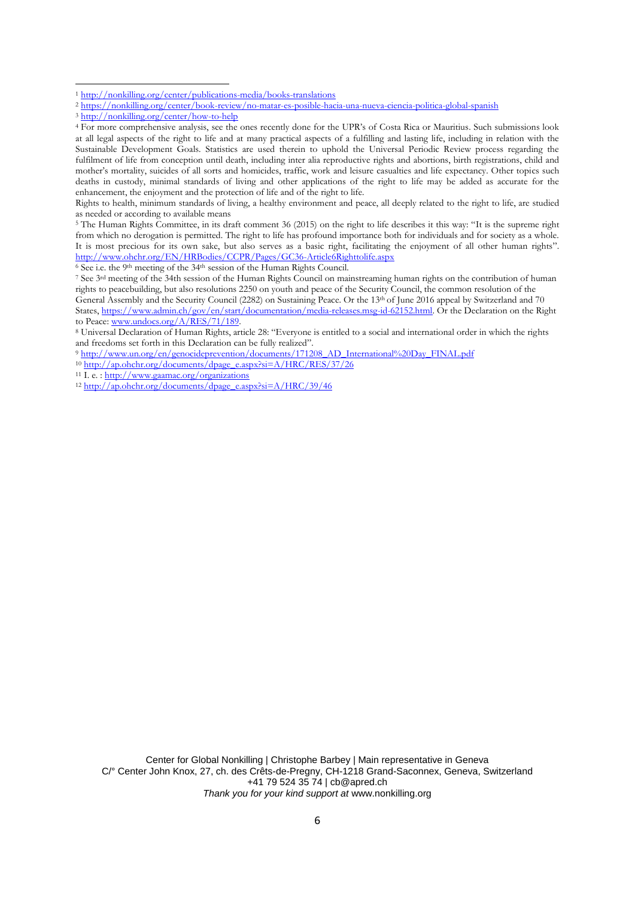[1] http://nonkilling.org/center/publications-media/books-translations

[2] https://nonkilling.org/center/book-review/no-matar-es-posible-hacia-una-nueva-ciencia-politica-global-spanish

[3] http://nonkilling.org/center/how-to-help

[4] For more comprehensive analysis, see the ones recently done for the UPR's of Costa Rica or Mauritius. Such submissions look at all legal aspects of the right to life and at many practical aspects of a fulfilling and lasting life, including in relation with the Sustainable Development Goals. Statistics are used therein to uphold the Universal Periodic Review process regarding the fulfilment of life from conception until death, including inter alia reproductive rights and abortions, birth registrations, child and mother's mortality, suicides of all sorts and homicides, traffic, work and leisure casualties and life expectancy. Other topics such deaths in custody, minimal standards of living and other applications of the right to life may be added as accurate for the enhancement, the enjoyment and the protection of life and of the right to life.

Rights to health, minimum standards of living, a healthy environment and peace, all deeply related to the right to life, are studied as needed or according to available means

[5] The Human Rights Committee, in its draft comment 36 (2015) on the right to life describes it this way: "It is the supreme right from which no derogation is permitted. The right to life has profound importance both for individuals and for society as a whole. It is most precious for its own sake, but also serves as a basic right, facilitating the enjoyment of all other human rights". http://www.ohchr.org/EN/HRBodies/CCPR/Pages/GC36-Article6Righttolife.aspx

[6] See i.e. the 9th meeting of the 34th session of the Human Rights Council.

[7] See 3rd meeting of the 34th session of the Human Rights Council on mainstreaming human rights on the contribution of human rights to peacebuilding, but also resolutions 2250 on youth and peace of the Security Council, the common resolution of the General Assembly and the Security Council (2282) on Sustaining Peace. Or the 13th of June 2016 appeal by Switzerland and 70 States, https://www.admin.ch/gov/en/start/documentation/media-releases.msg-id-62152.html. Or the Declaration on the Right to Peace: www.undocs.org/A/RES/71/189.

[8] Universal Declaration of Human Rights, article 28: "Everyone is entitled to a social and international order in which the rights and freedoms set forth in this Declaration can be fully realized".

[9] http://www.un.org/en/genocideprevention/documents/171208_AD_International%20Day_FINAL.pdf

[10] http://ap.ohchr.org/documents/dpage_e.aspx?si=A/HRC/RES/37/26

[11] I. e. : http://www.gaamac.org/organizations

[12] http://ap.ohchr.org/documents/dpage_e.aspx?si=A/HRC/39/46

Center for Global Nonkilling | Christophe Barbey | Main representative in Geneva
C/° Center John Knox, 27, ch. des Crêts-de-Pregny, CH-1218 Grand-Saconnex, Geneva, Switzerland
+41 79 524 35 74 | cb@apred.ch
*Thank you for your kind support at* www.nonkilling.org